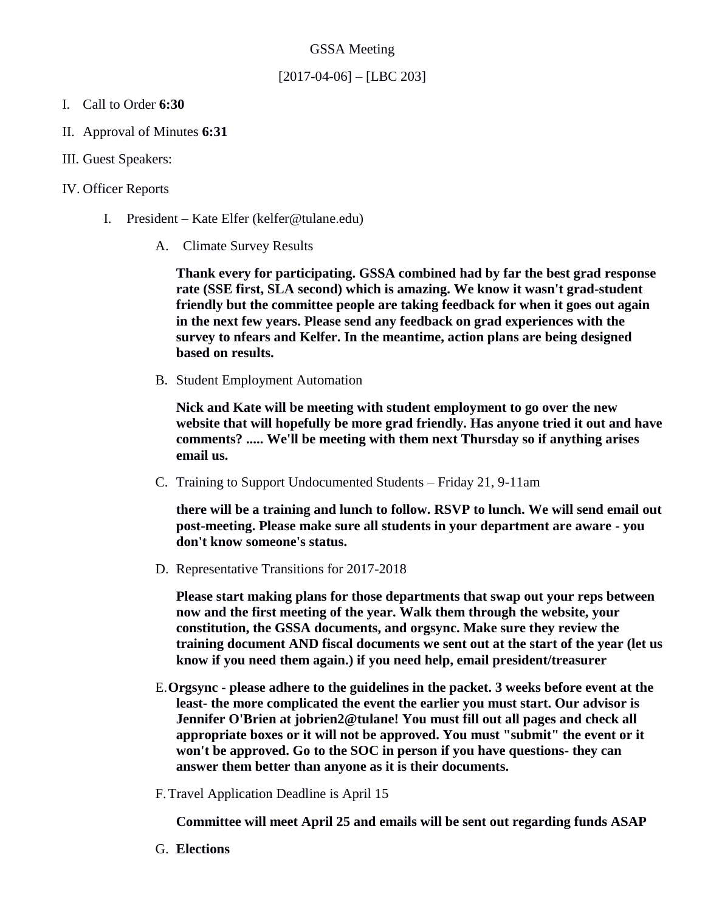GSSA Meeting

[2017-04-06] – [LBC 203]

I. Call to Order **6:30**

II. Approval of Minutes **6:31**

III. Guest Speakers:

IV. Officer Reports

   I. President – Kate Elfer (kelfer@tulane.edu)

      A. Climate Survey Results

         **Thank every for participating. GSSA combined had by far the best grad response rate (SSE first, SLA second) which is amazing. We know it wasn't grad-student friendly but the committee people are taking feedback for when it goes out again in the next few years. Please send any feedback on grad experiences with the survey to nfears and Kelfer. In the meantime, action plans are being designed based on results.**

      B. Student Employment Automation

         **Nick and Kate will be meeting with student employment to go over the new website that will hopefully be more grad friendly. Has anyone tried it out and have comments? ..... We'll be meeting with them next Thursday so if anything arises email us.**

      C. Training to Support Undocumented Students – Friday 21, 9-11am

         **there will be a training and lunch to follow. RSVP to lunch. We will send email out post-meeting. Please make sure all students in your department are aware - you don't know someone's status.**

      D. Representative Transitions for 2017-2018

         **Please start making plans for those departments that swap out your reps between now and the first meeting of the year. Walk them through the website, your constitution, the GSSA documents, and orgsync. Make sure they review the training document AND fiscal documents we sent out at the start of the year (let us know if you need them again.) if you need help, email president/treasurer**

      E. **Orgsync - please adhere to the guidelines in the packet. 3 weeks before event at the least- the more complicated the event the earlier you must start. Our advisor is Jennifer O'Brien at jobrien2@tulane! You must fill out all pages and check all appropriate boxes or it will not be approved. You must "submit" the event or it won't be approved. Go to the SOC in person if you have questions- they can answer them better than anyone as it is their documents.**

      F. Travel Application Deadline is April 15

         **Committee will meet April 25 and emails will be sent out regarding funds ASAP**

      G. **Elections**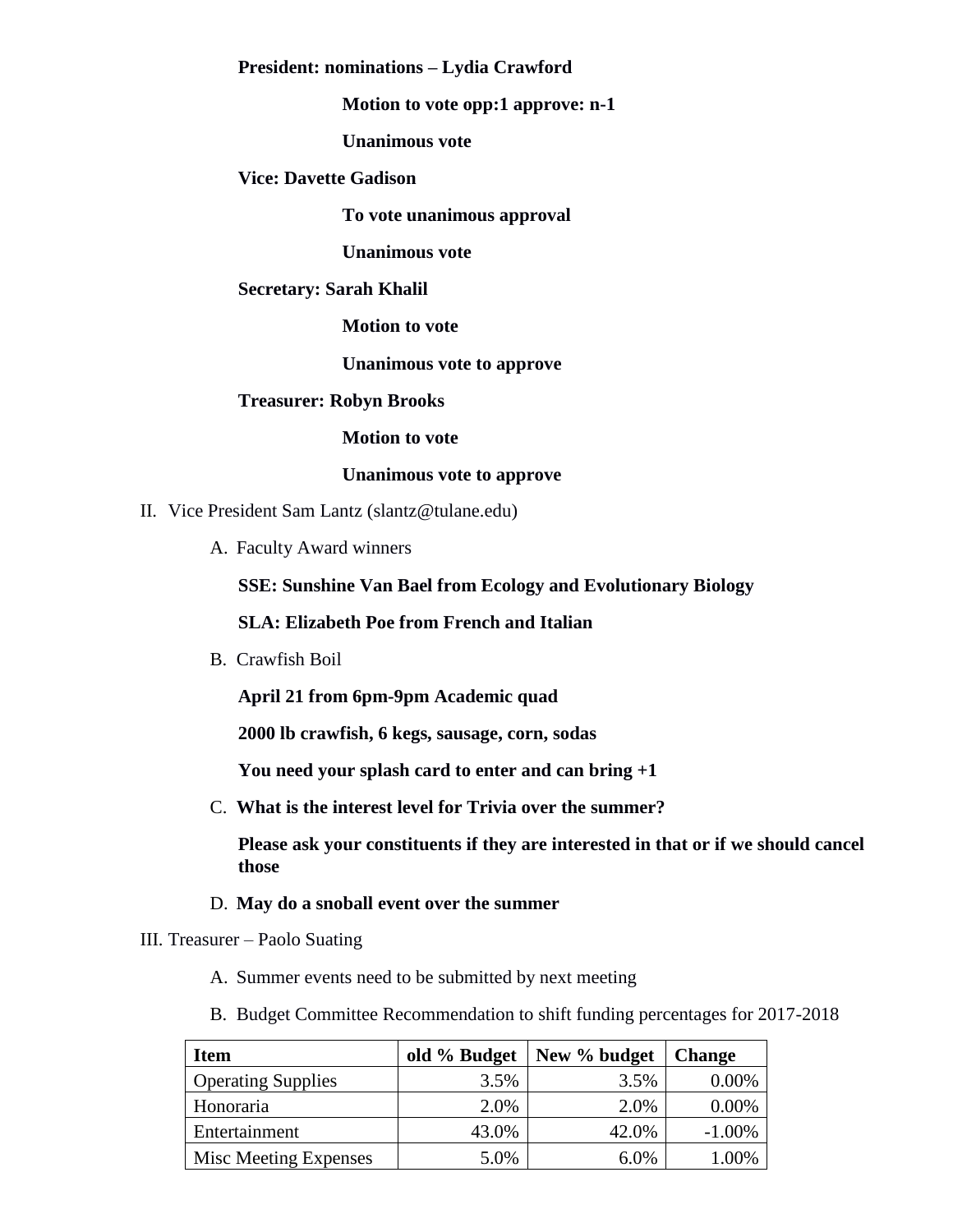**President: nominations – Lydia Crawford**

**Motion to vote opp:1 approve: n-1**

**Unanimous vote**

**Vice: Davette Gadison**

**To vote unanimous approval**

**Unanimous vote**

**Secretary: Sarah Khalil**

**Motion to vote**

**Unanimous vote to approve**

**Treasurer: Robyn Brooks**

**Motion to vote**

**Unanimous vote to approve**

II. Vice President Sam Lantz (slantz@tulane.edu)

A. Faculty Award winners

**SSE: Sunshine Van Bael from Ecology and Evolutionary Biology**

**SLA: Elizabeth Poe from French and Italian**

B. Crawfish Boil

**April 21 from 6pm-9pm Academic quad**

**2000 lb crawfish, 6 kegs, sausage, corn, sodas**

**You need your splash card to enter and can bring +1**

C. **What is the interest level for Trivia over the summer?**

**Please ask your constituents if they are interested in that or if we should cancel those**

D. **May do a snoball event over the summer**

III. Treasurer – Paolo Suating

A. Summer events need to be submitted by next meeting

B. Budget Committee Recommendation to shift funding percentages for 2017-2018

| Item | old % Budget | New % budget | Change |
|---|---|---|---|
| Operating Supplies | 3.5% | 3.5% | 0.00% |
| Honoraria | 2.0% | 2.0% | 0.00% |
| Entertainment | 43.0% | 42.0% | -1.00% |
| Misc Meeting Expenses | 5.0% | 6.0% | 1.00% |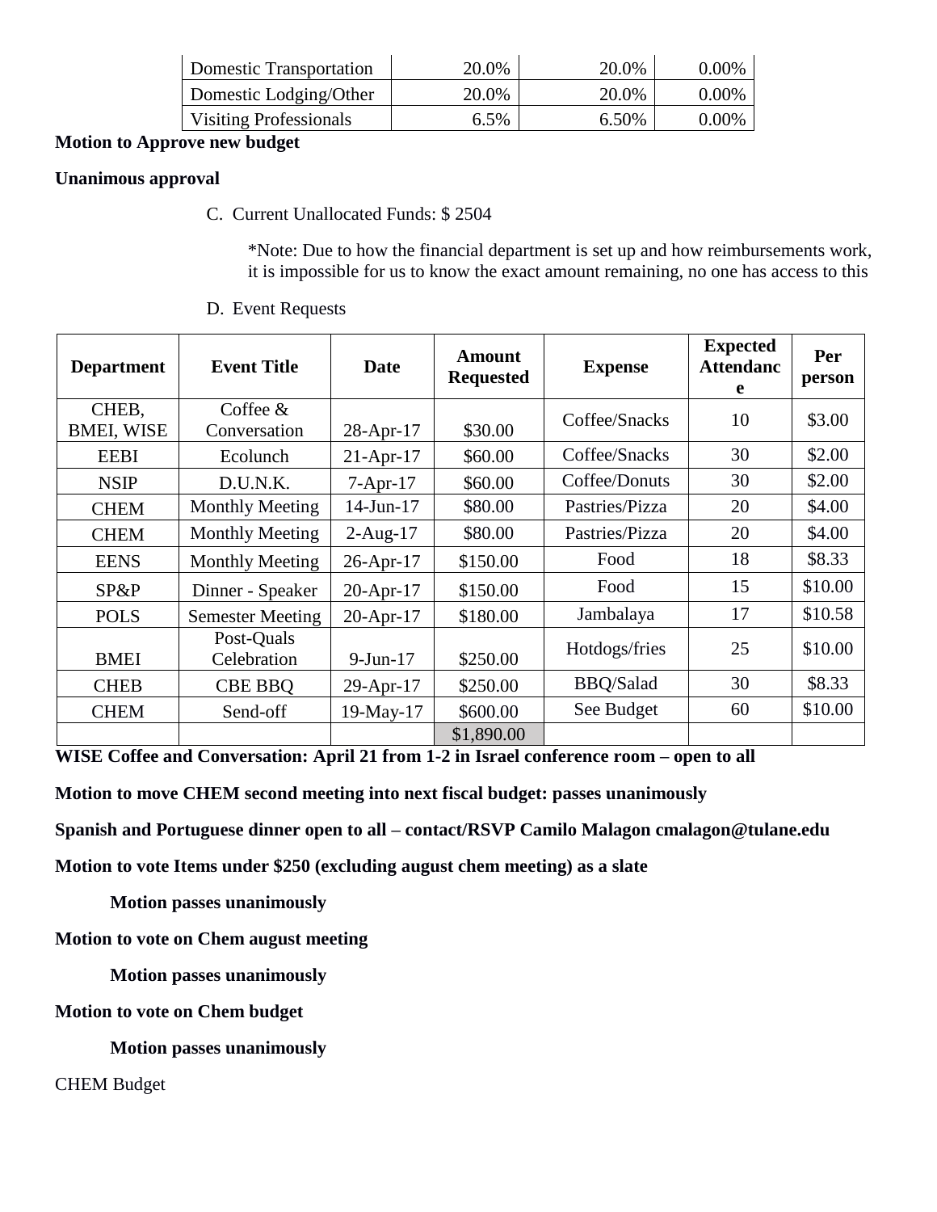| Domestic Transportation | 20.0% | 20.0% | 0.00% |
|---|---|---|---|
| Domestic Lodging/Other | 20.0% | 20.0% | 0.00% |
| Visiting Professionals | 6.5% | 6.50% | 0.00% |

**Motion to Approve new budget**

**Unanimous approval**

C. Current Unallocated Funds: $ 2504

*Note: Due to how the financial department is set up and how reimbursements work, it is impossible for us to know the exact amount remaining, no one has access to this

D. Event Requests

| Department | Event Title | Date | Amount Requested | Expense | Expected Attendance | Per person |
|---|---|---|---|---|---|---|
| CHEB, BMEI, WISE | Coffee & Conversation | 28-Apr-17 | $30.00 | Coffee/Snacks | 10 | $3.00 |
| EEBI | Ecolunch | 21-Apr-17 | $60.00 | Coffee/Snacks | 30 | $2.00 |
| NSIP | D.U.N.K. | 7-Apr-17 | $60.00 | Coffee/Donuts | 30 | $2.00 |
| CHEM | Monthly Meeting | 14-Jun-17 | $80.00 | Pastries/Pizza | 20 | $4.00 |
| CHEM | Monthly Meeting | 2-Aug-17 | $80.00 | Pastries/Pizza | 20 | $4.00 |
| EENS | Monthly Meeting | 26-Apr-17 | $150.00 | Food | 18 | $8.33 |
| SP&P | Dinner - Speaker | 20-Apr-17 | $150.00 | Food | 15 | $10.00 |
| POLS | Semester Meeting | 20-Apr-17 | $180.00 | Jambalaya | 17 | $10.58 |
| BMEI | Post-Quals Celebration | 9-Jun-17 | $250.00 | Hotdogs/fries | 25 | $10.00 |
| CHEB | CBE BBQ | 29-Apr-17 | $250.00 | BBQ/Salad | 30 | $8.33 |
| CHEM | Send-off | 19-May-17 | $600.00 | See Budget | 60 | $10.00 |
| | | | $1,890.00 | | | |

**WISE Coffee and Conversation: April 21 from 1-2 in Israel conference room – open to all**

**Motion to move CHEM second meeting into next fiscal budget: passes unanimously**

**Spanish and Portuguese dinner open to all – contact/RSVP Camilo Malagon cmalagon@tulane.edu**

**Motion to vote Items under $250 (excluding august chem meeting) as a slate**

**Motion passes unanimously**

**Motion to vote on Chem august meeting**

**Motion passes unanimously**

**Motion to vote on Chem budget**

**Motion passes unanimously**

CHEM Budget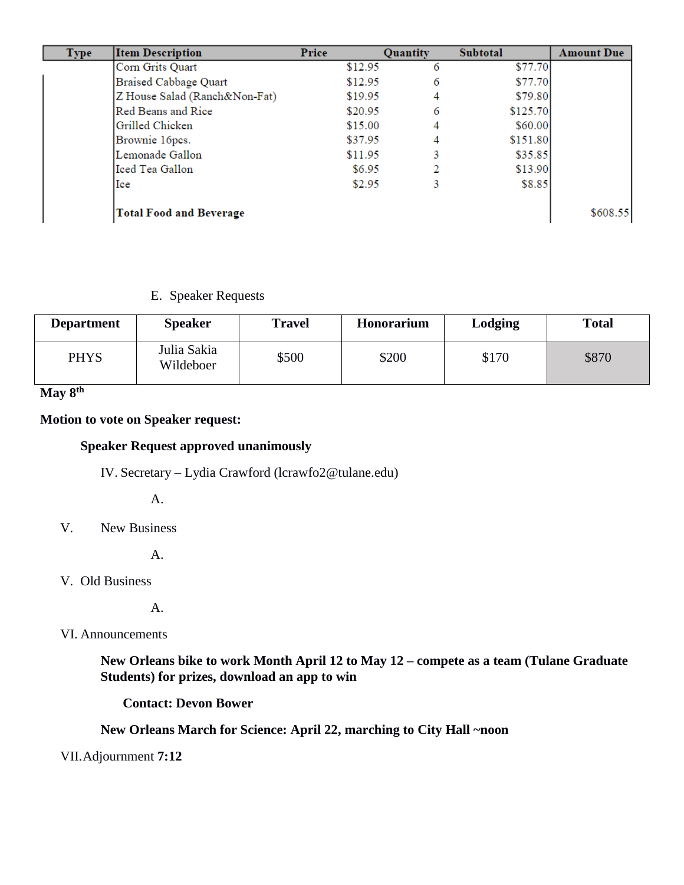| Type | Item Description | Price | Quantity | Subtotal | Amount Due |
|---|---|---|---|---|---|
| | Corn Grits Quart | $12.95 | 6 | $77.70 | |
| | Braised Cabbage Quart | $12.95 | 6 | $77.70 | |
| | Z House Salad (Ranch&Non-Fat) | $19.95 | 4 | $79.80 | |
| | Red Beans and Rice | $20.95 | 6 | $125.70 | |
| | Grilled Chicken | $15.00 | 4 | $60.00 | |
| | Brownie 16pcs. | $37.95 | 4 | $151.80 | |
| | Lemonade Gallon | $11.95 | 3 | $35.85 | |
| | Iced Tea Gallon | $6.95 | 2 | $13.90 | |
| | Ice | $2.95 | 3 | $8.85 | |
| | **Total Food and Beverage** | | | | $608.55 |

E. Speaker Requests

| Department | Speaker | Travel | Honorarium | Lodging | Total |
|---|---|---|---|---|---|
| PHYS | Julia Sakia Wildeboer | $500 | $200 | $170 | $870 |

**May 8th**

**Motion to vote on Speaker request:**

**Speaker Request approved unanimously**

IV. Secretary – Lydia Crawford (lcrawfo2@tulane.edu)

A.

V. New Business

A.

V. Old Business

A.

VI. Announcements

**New Orleans bike to work Month April 12 to May 12 – compete as a team (Tulane Graduate Students) for prizes, download an app to win**

**Contact: Devon Bower**

**New Orleans March for Science: April 22, marching to City Hall ~noon**

VII. Adjournment **7:12**